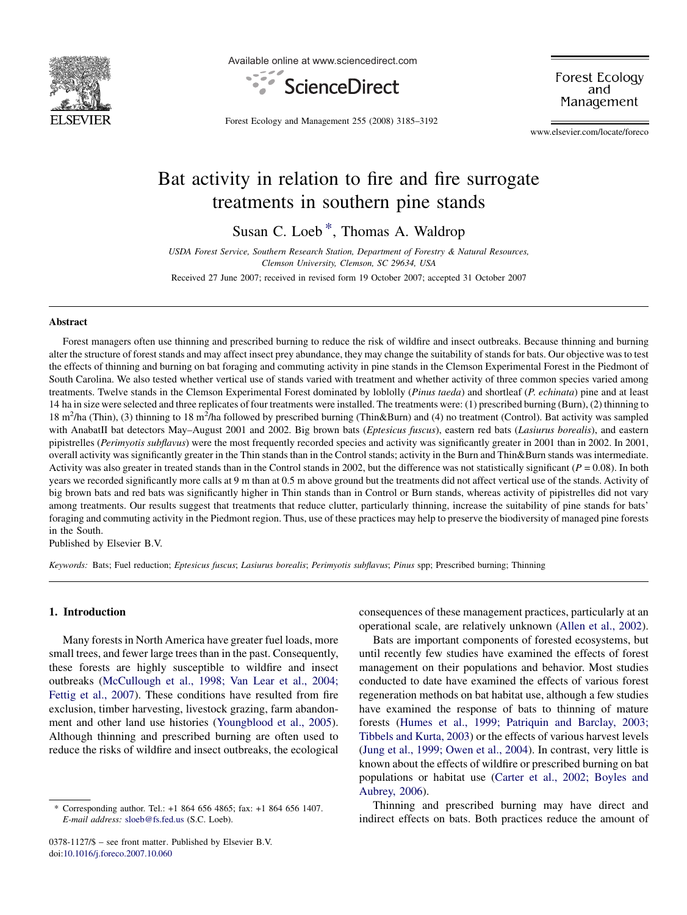# Bat activity in relation to fire and fire surrogate treatments in southern pine stands

Susan C. Loeb *, Thomas A. Waldrop

*USDA Forest Service, Southern Research Station, Department of Forestry & Natural Resources, Clemson University, Clemson, SC 29634, USA*

Received 27 June 2007; received in revised form 19 October 2007; accepted 31 October 2007

## Abstract

Forest managers often use thinning and prescribed burning to reduce the risk of wildfire and insect outbreaks. Because thinning and burning alter the structure of forest stands and may affect insect prey abundance, they may change the suitability of stands for bats. Our objective was to test the effects of thinning and burning on bat foraging and commuting activity in pine stands in the Clemson Experimental Forest in the Piedmont of South Carolina. We also tested whether vertical use of stands varied with treatment and whether activity of three common species varied among treatments. Twelve stands in the Clemson Experimental Forest dominated by loblolly (*Pinus taeda*) and shortleaf (*P. echinata*) pine and at least 14 ha in size were selected and three replicates of four treatments were installed. The treatments were: (1) prescribed burning (Burn), (2) thinning to 18 $m^2$/ha (Thin), (3) thinning to 18 $m^2$/ha followed by prescribed burning (Thin&Burn) and (4) no treatment (Control). Bat activity was sampled with AnabatII bat detectors May–August 2001 and 2002. Big brown bats (*Eptesicus fuscus*), eastern red bats (*Lasiurus borealis*), and eastern pipistrelles (*Perimyotis subflavus*) were the most frequently recorded species and activity was significantly greater in 2001 than in 2002. In 2001, overall activity was significantly greater in the Thin stands than in the Control stands; activity in the Burn and Thin&Burn stands was intermediate. Activity was also greater in treated stands than in the Control stands in 2002, but the difference was not statistically significant ($P = 0.08$). In both years we recorded significantly more calls at 9 m than at 0.5 m above ground but the treatments did not affect vertical use of the stands. Activity of big brown bats and red bats was significantly higher in Thin stands than in Control or Burn stands, whereas activity of pipistrelles did not vary among treatments. Our results suggest that treatments that reduce clutter, particularly thinning, increase the suitability of pine stands for bats' foraging and commuting activity in the Piedmont region. Thus, use of these practices may help to preserve the biodiversity of managed pine forests in the South.

Published by Elsevier B.V.

*Keywords:* Bats; Fuel reduction; *Eptesicus fuscus*; *Lasiurus borealis*; *Perimyotis subflavus*; *Pinus* spp; Prescribed burning; Thinning

## 1. Introduction

Many forests in North America have greater fuel loads, more small trees, and fewer large trees than in the past. Consequently, these forests are highly susceptible to wildfire and insect outbreaks (McCullough et al., 1998; Van Lear et al., 2004; Fettig et al., 2007). These conditions have resulted from fire exclusion, timber harvesting, livestock grazing, farm abandonment and other land use histories (Youngblood et al., 2005). Although thinning and prescribed burning are often used to reduce the risks of wildfire and insect outbreaks, the ecological consequences of these management practices, particularly at an operational scale, are relatively unknown (Allen et al., 2002).

Bats are important components of forested ecosystems, but until recently few studies have examined the effects of forest management on their populations and behavior. Most studies conducted to date have examined the effects of various forest regeneration methods on bat habitat use, although a few studies have examined the response of bats to thinning of mature forests (Humes et al., 1999; Patriquin and Barclay, 2003; Tibbels and Kurta, 2003) or the effects of various harvest levels (Jung et al., 1999; Owen et al., 2004). In contrast, very little is known about the effects of wildfire or prescribed burning on bat populations or habitat use (Carter et al., 2002; Boyles and Aubrey, 2006).

Thinning and prescribed burning may have direct and indirect effects on bats. Both practices reduce the amount of

* Corresponding author. Tel.: +1 864 656 4865; fax: +1 864 656 1407. *E-mail address:* sloeb@fs.fed.us (S.C. Loeb).

0378-1127/$ – see front matter. Published by Elsevier B.V.
doi:10.1016/j.foreco.2007.10.060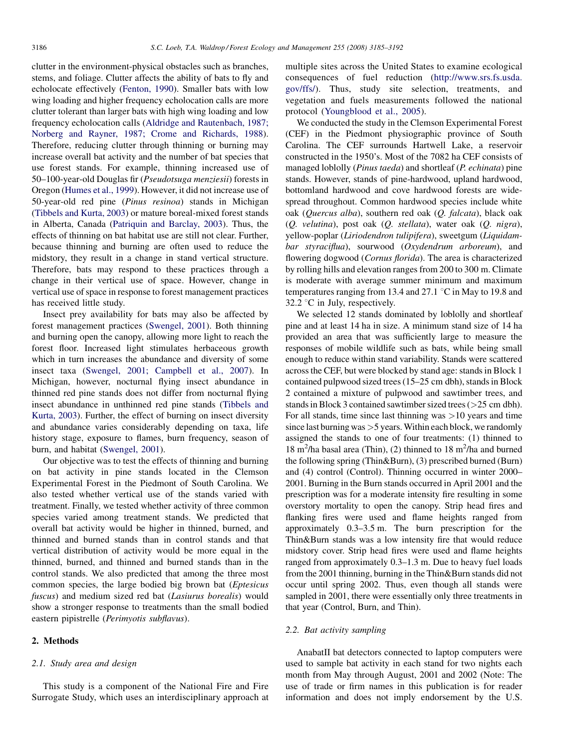clutter in the environment-physical obstacles such as branches, stems, and foliage. Clutter affects the ability of bats to fly and echolocate effectively (Fenton, 1990). Smaller bats with low wing loading and higher frequency echolocation calls are more clutter tolerant than larger bats with high wing loading and low frequency echolocation calls (Aldridge and Rautenbach, 1987; Norberg and Rayner, 1987; Crome and Richards, 1988). Therefore, reducing clutter through thinning or burning may increase overall bat activity and the number of bat species that use forest stands. For example, thinning increased use of 50–100-year-old Douglas fir (*Pseudotsuga menziesii*) forests in Oregon (Humes et al., 1999). However, it did not increase use of 50-year-old red pine (*Pinus resinoa*) stands in Michigan (Tibbels and Kurta, 2003) or mature boreal-mixed forest stands in Alberta, Canada (Patriquin and Barclay, 2003). Thus, the effects of thinning on bat habitat use are still not clear. Further, because thinning and burning are often used to reduce the midstory, they result in a change in stand vertical structure. Therefore, bats may respond to these practices through a change in their vertical use of space. However, change in vertical use of space in response to forest management practices has received little study.

Insect prey availability for bats may also be affected by forest management practices (Swengel, 2001). Both thinning and burning open the canopy, allowing more light to reach the forest floor. Increased light stimulates herbaceous growth which in turn increases the abundance and diversity of some insect taxa (Swengel, 2001; Campbell et al., 2007). In Michigan, however, nocturnal flying insect abundance in thinned red pine stands does not differ from nocturnal flying insect abundance in unthinned red pine stands (Tibbels and Kurta, 2003). Further, the effect of burning on insect diversity and abundance varies considerably depending on taxa, life history stage, exposure to flames, burn frequency, season of burn, and habitat (Swengel, 2001).

Our objective was to test the effects of thinning and burning on bat activity in pine stands located in the Clemson Experimental Forest in the Piedmont of South Carolina. We also tested whether vertical use of the stands varied with treatment. Finally, we tested whether activity of three common species varied among treatment stands. We predicted that overall bat activity would be higher in thinned, burned, and thinned and burned stands than in control stands and that vertical distribution of activity would be more equal in the thinned, burned, and thinned and burned stands than in the control stands. We also predicted that among the three most common species, the large bodied big brown bat (*Eptesicus fuscus*) and medium sized red bat (*Lasiurus borealis*) would show a stronger response to treatments than the small bodied eastern pipistrelle (*Perimyotis subflavus*).

## 2. Methods

### 2.1. Study area and design

This study is a component of the National Fire and Fire Surrogate Study, which uses an interdisciplinary approach at multiple sites across the United States to examine ecological consequences of fuel reduction (http://www.srs.fs.usda.gov/ffs/). Thus, study site selection, treatments, and vegetation and fuels measurements followed the national protocol (Youngblood et al., 2005).

We conducted the study in the Clemson Experimental Forest (CEF) in the Piedmont physiographic province of South Carolina. The CEF surrounds Hartwell Lake, a reservoir constructed in the 1950's. Most of the 7082 ha CEF consists of managed loblolly (*Pinus taeda*) and shortleaf (*P. echinata*) pine stands. However, stands of pine-hardwood, upland hardwood, bottomland hardwood and cove hardwood forests are widespread throughout. Common hardwood species include white oak (*Quercus alba*), southern red oak (*Q. falcata*), black oak (*Q. velutina*), post oak (*Q. stellata*), water oak (*Q. nigra*), yellow-poplar (*Liriodendron tulipifera*), sweetgum (*Liquidambar styraciflua*), sourwood (*Oxydendrum arboreum*), and flowering dogwood (*Cornus florida*). The area is characterized by rolling hills and elevation ranges from 200 to 300 m. Climate is moderate with average summer minimum and maximum temperatures ranging from 13.4 and 27.1 °C in May to 19.8 and 32.2 °C in July, respectively.

We selected 12 stands dominated by loblolly and shortleaf pine and at least 14 ha in size. A minimum stand size of 14 ha provided an area that was sufficiently large to measure the responses of mobile wildlife such as bats, while being small enough to reduce within stand variability. Stands were scattered across the CEF, but were blocked by stand age: stands in Block 1 contained pulpwood sized trees (15–25 cm dbh), stands in Block 2 contained a mixture of pulpwood and sawtimber trees, and stands in Block 3 contained sawtimber sized trees (>25 cm dbh). For all stands, time since last thinning was >10 years and time since last burning was >5 years. Within each block, we randomly assigned the stands to one of four treatments: (1) thinned to 18 $m^2$/ha basal area (Thin), (2) thinned to 18 $m^2$/ha and burned the following spring (Thin&Burn), (3) prescribed burned (Burn) and (4) control (Control). Thinning occurred in winter 2000–2001. Burning in the Burn stands occurred in April 2001 and the prescription was for a moderate intensity fire resulting in some overstory mortality to open the canopy. Strip head fires and flanking fires were used and flame heights ranged from approximately 0.3–3.5 m. The burn prescription for the Thin&Burn stands was a low intensity fire that would reduce midstory cover. Strip head fires were used and flame heights ranged from approximately 0.3–1.3 m. Due to heavy fuel loads from the 2001 thinning, burning in the Thin&Burn stands did not occur until spring 2002. Thus, even though all stands were sampled in 2001, there were essentially only three treatments in that year (Control, Burn, and Thin).

### 2.2. Bat activity sampling

AnabatII bat detectors connected to laptop computers were used to sample bat activity in each stand for two nights each month from May through August, 2001 and 2002 (Note: The use of trade or firm names in this publication is for reader information and does not imply endorsement by the U.S.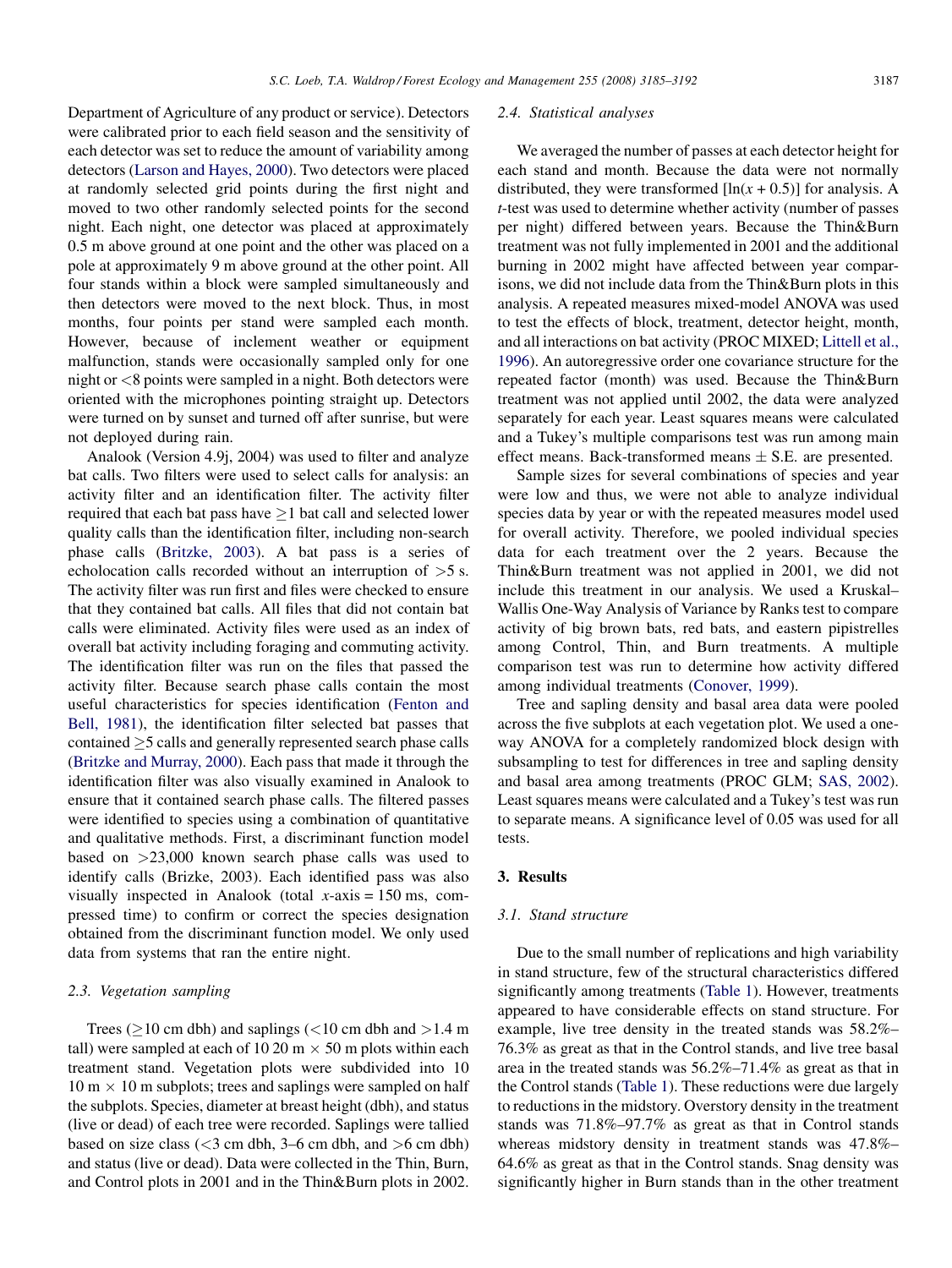Department of Agriculture of any product or service). Detectors were calibrated prior to each field season and the sensitivity of each detector was set to reduce the amount of variability among detectors (Larson and Hayes, 2000). Two detectors were placed at randomly selected grid points during the first night and moved to two other randomly selected points for the second night. Each night, one detector was placed at approximately 0.5 m above ground at one point and the other was placed on a pole at approximately 9 m above ground at the other point. All four stands within a block were sampled simultaneously and then detectors were moved to the next block. Thus, in most months, four points per stand were sampled each month. However, because of inclement weather or equipment malfunction, stands were occasionally sampled only for one night or <8 points were sampled in a night. Both detectors were oriented with the microphones pointing straight up. Detectors were turned on by sunset and turned off after sunrise, but were not deployed during rain.

Analook (Version 4.9j, 2004) was used to filter and analyze bat calls. Two filters were used to select calls for analysis: an activity filter and an identification filter. The activity filter required that each bat pass have ≥1 bat call and selected lower quality calls than the identification filter, including non-search phase calls (Britzke, 2003). A bat pass is a series of echolocation calls recorded without an interruption of >5 s. The activity filter was run first and files were checked to ensure that they contained bat calls. All files that did not contain bat calls were eliminated. Activity files were used as an index of overall bat activity including foraging and commuting activity. The identification filter was run on the files that passed the activity filter. Because search phase calls contain the most useful characteristics for species identification (Fenton and Bell, 1981), the identification filter selected bat passes that contained ≥5 calls and generally represented search phase calls (Britzke and Murray, 2000). Each pass that made it through the identification filter was also visually examined in Analook to ensure that it contained search phase calls. The filtered passes were identified to species using a combination of quantitative and qualitative methods. First, a discriminant function model based on >23,000 known search phase calls was used to identify calls (Brizke, 2003). Each identified pass was also visually inspected in Analook (total $x$-axis = 150 ms, compressed time) to confirm or correct the species designation obtained from the discriminant function model. We only used data from systems that ran the entire night.

### 2.3. Vegetation sampling

Trees (≥10 cm dbh) and saplings (<10 cm dbh and >1.4 m tall) were sampled at each of 10 20 m × 50 m plots within each treatment stand. Vegetation plots were subdivided into 10 10 m × 10 m subplots; trees and saplings were sampled on half the subplots. Species, diameter at breast height (dbh), and status (live or dead) of each tree were recorded. Saplings were tallied based on size class (<3 cm dbh, 3–6 cm dbh, and >6 cm dbh) and status (live or dead). Data were collected in the Thin, Burn, and Control plots in 2001 and in the Thin&Burn plots in 2002.

### 2.4. Statistical analyses

We averaged the number of passes at each detector height for each stand and month. Because the data were not normally distributed, they were transformed [$\ln(x + 0.5)$] for analysis. A $t$-test was used to determine whether activity (number of passes per night) differed between years. Because the Thin&Burn treatment was not fully implemented in 2001 and the additional burning in 2002 might have affected between year comparisons, we did not include data from the Thin&Burn plots in this analysis. A repeated measures mixed-model ANOVA was used to test the effects of block, treatment, detector height, month, and all interactions on bat activity (PROC MIXED; Littell et al., 1996). An autoregressive order one covariance structure for the repeated factor (month) was used. Because the Thin&Burn treatment was not applied until 2002, the data were analyzed separately for each year. Least squares means were calculated and a Tukey's multiple comparisons test was run among main effect means. Back-transformed means ± S.E. are presented.

Sample sizes for several combinations of species and year were low and thus, we were not able to analyze individual species data by year or with the repeated measures model used for overall activity. Therefore, we pooled individual species data for each treatment over the 2 years. Because the Thin&Burn treatment was not applied in 2001, we did not include this treatment in our analysis. We used a Kruskal–Wallis One-Way Analysis of Variance by Ranks test to compare activity of big brown bats, red bats, and eastern pipistrelles among Control, Thin, and Burn treatments. A multiple comparison test was run to determine how activity differed among individual treatments (Conover, 1999).

Tree and sapling density and basal area data were pooled across the five subplots at each vegetation plot. We used a one-way ANOVA for a completely randomized block design with subsampling to test for differences in tree and sapling density and basal area among treatments (PROC GLM; SAS, 2002). Least squares means were calculated and a Tukey's test was run to separate means. A significance level of 0.05 was used for all tests.

## 3. Results

### 3.1. Stand structure

Due to the small number of replications and high variability in stand structure, few of the structural characteristics differed significantly among treatments (Table 1). However, treatments appeared to have considerable effects on stand structure. For example, live tree density in the treated stands was 58.2%–76.3% as great as that in the Control stands, and live tree basal area in the treated stands was 56.2%–71.4% as great as that in the Control stands (Table 1). These reductions were due largely to reductions in the midstory. Overstory density in the treatment stands was 71.8%–97.7% as great as that in Control stands whereas midstory density in treatment stands was 47.8%–64.6% as great as that in the Control stands. Snag density was significantly higher in Burn stands than in the other treatment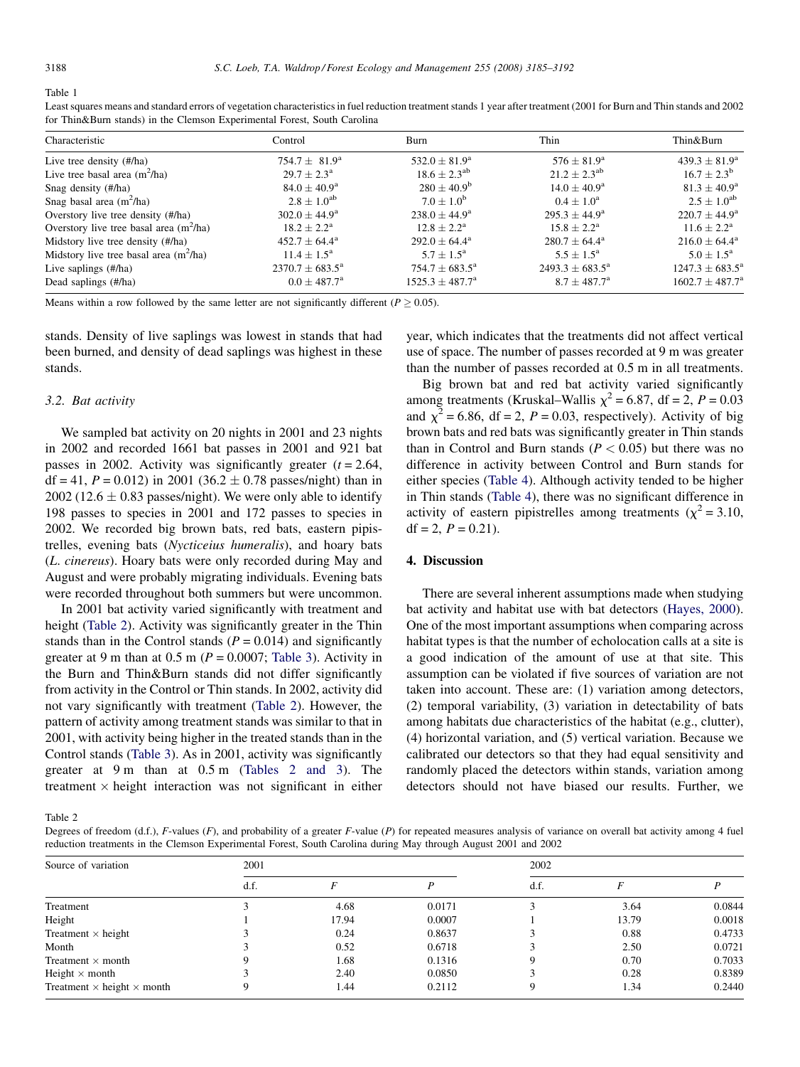Table 1

Least squares means and standard errors of vegetation characteristics in fuel reduction treatment stands 1 year after treatment (2001 for Burn and Thin stands and 2002 for Thin&Burn stands) in the Clemson Experimental Forest, South Carolina

| Characteristic | Control | Burn | Thin | Thin&Burn |
|---|---|---|---|---|
| Live tree density (#/ha) | $754.7 \pm 81.9^{a}$ | $532.0 \pm 81.9^{a}$ | $576 \pm 81.9^{a}$ | $439.3 \pm 81.9^{a}$ |
| Live tree basal area ($m^2$/ha) | $29.7 \pm 2.3^{a}$ | $18.6 \pm 2.3^{ab}$ | $21.2 \pm 2.3^{ab}$ | $16.7 \pm 2.3^{b}$ |
| Snag density (#/ha) | $84.0 \pm 40.9^{a}$ | $280 \pm 40.9^{b}$ | $14.0 \pm 40.9^{a}$ | $81.3 \pm 40.9^{a}$ |
| Snag basal area ($m^2$/ha) | $2.8 \pm 1.0^{ab}$ | $7.0 \pm 1.0^{b}$ | $0.4 \pm 1.0^{a}$ | $2.5 \pm 1.0^{ab}$ |
| Overstory live tree density (#/ha) | $302.0 \pm 44.9^{a}$ | $238.0 \pm 44.9^{a}$ | $295.3 \pm 44.9^{a}$ | $220.7 \pm 44.9^{a}$ |
| Overstory live tree basal area ($m^2$/ha) | $18.2 \pm 2.2^{a}$ | $12.8 \pm 2.2^{a}$ | $15.8 \pm 2.2^{a}$ | $11.6 \pm 2.2^{a}$ |
| Midstory live tree density (#/ha) | $452.7 \pm 64.4^{a}$ | $292.0 \pm 64.4^{a}$ | $280.7 \pm 64.4^{a}$ | $216.0 \pm 64.4^{a}$ |
| Midstory live tree basal area ($m^2$/ha) | $11.4 \pm 1.5^{a}$ | $5.7 \pm 1.5^{a}$ | $5.5 \pm 1.5^{a}$ | $5.0 \pm 1.5^{a}$ |
| Live saplings (#/ha) | $2370.7 \pm 683.5^{a}$ | $754.7 \pm 683.5^{a}$ | $2493.3 \pm 683.5^{a}$ | $1247.3 \pm 683.5^{a}$ |
| Dead saplings (#/ha) | $0.0 \pm 487.7^{a}$ | $1525.3 \pm 487.7^{a}$ | $8.7 \pm 487.7^{a}$ | $1602.7 \pm 487.7^{a}$ |

Means within a row followed by the same letter are not significantly different ($P \geq 0.05$).

stands. Density of live saplings was lowest in stands that had been burned, and density of dead saplings was highest in these stands.

### 3.2. Bat activity

We sampled bat activity on 20 nights in 2001 and 23 nights in 2002 and recorded 1661 bat passes in 2001 and 921 bat passes in 2002. Activity was significantly greater ($t = 2.64$, df = 41, $P = 0.012$) in 2001 ($36.2 \pm 0.78$ passes/night) than in 2002 ($12.6 \pm 0.83$ passes/night). We were only able to identify 198 passes to species in 2001 and 172 passes to species in 2002. We recorded big brown bats, red bats, eastern pipistrelles, evening bats (*Nycticeius humeralis*), and hoary bats (*L. cinereus*). Hoary bats were only recorded during May and August and were probably migrating individuals. Evening bats were recorded throughout both summers but were uncommon.

In 2001 bat activity varied significantly with treatment and height (Table 2). Activity was significantly greater in the Thin stands than in the Control stands ($P = 0.014$) and significantly greater at 9 m than at 0.5 m ($P = 0.0007$; Table 3). Activity in the Burn and Thin&Burn stands did not differ significantly from activity in the Control or Thin stands. In 2002, activity did not vary significantly with treatment (Table 2). However, the pattern of activity among treatment stands was similar to that in 2001, with activity being higher in the treated stands than in the Control stands (Table 3). As in 2001, activity was significantly greater at 9 m than at 0.5 m (Tables 2 and 3). The treatment × height interaction was not significant in either year, which indicates that the treatments did not affect vertical use of space. The number of passes recorded at 9 m was greater than the number of passes recorded at 0.5 m in all treatments.

Big brown bat and red bat activity varied significantly among treatments (Kruskal–Wallis $\chi^2 = 6.87$, df = 2, $P = 0.03$ and $\chi^2 = 6.86$, df = 2, $P = 0.03$, respectively). Activity of big brown bats and red bats was significantly greater in Thin stands than in Control and Burn stands ($P < 0.05$) but there was no difference in activity between Control and Burn stands for either species (Table 4). Although activity tended to be higher in Thin stands (Table 4), there was no significant difference in activity of eastern pipistrelles among treatments ($\chi^2 = 3.10$, df = 2, $P = 0.21$).

## 4. Discussion

There are several inherent assumptions made when studying bat activity and habitat use with bat detectors (Hayes, 2000). One of the most important assumptions when comparing across habitat types is that the number of echolocation calls at a site is a good indication of the amount of use at that site. This assumption can be violated if five sources of variation are not taken into account. These are: (1) variation among detectors, (2) temporal variability, (3) variation in detectability of bats among habitats due characteristics of the habitat (e.g., clutter), (4) horizontal variation, and (5) vertical variation. Because we calibrated our detectors so that they had equal sensitivity and randomly placed the detectors within stands, variation among detectors should not have biased our results. Further, we

Table 2

Degrees of freedom (d.f.), F-values (*F*), and probability of a greater F-value (*P*) for repeated measures analysis of variance on overall bat activity among 4 fuel reduction treatments in the Clemson Experimental Forest, South Carolina during May through August 2001 and 2002

| Source of variation | 2001 | | | 2002 | | |
|---|---|---|---|---|---|---|
| | d.f. | *F* | *P* | d.f. | *F* | *P* |
| Treatment | 3 | 4.68 | 0.0171 | 3 | 3.64 | 0.0844 |
| Height | 1 | 17.94 | 0.0007 | 1 | 13.79 | 0.0018 |
| Treatment × height | 3 | 0.24 | 0.8637 | 3 | 0.88 | 0.4733 |
| Month | 3 | 0.52 | 0.6718 | 3 | 2.50 | 0.0721 |
| Treatment × month | 9 | 1.68 | 0.1316 | 9 | 0.70 | 0.7033 |
| Height × month | 3 | 2.40 | 0.0850 | 3 | 0.28 | 0.8389 |
| Treatment × height × month | 9 | 1.44 | 0.2112 | 9 | 1.34 | 0.2440 |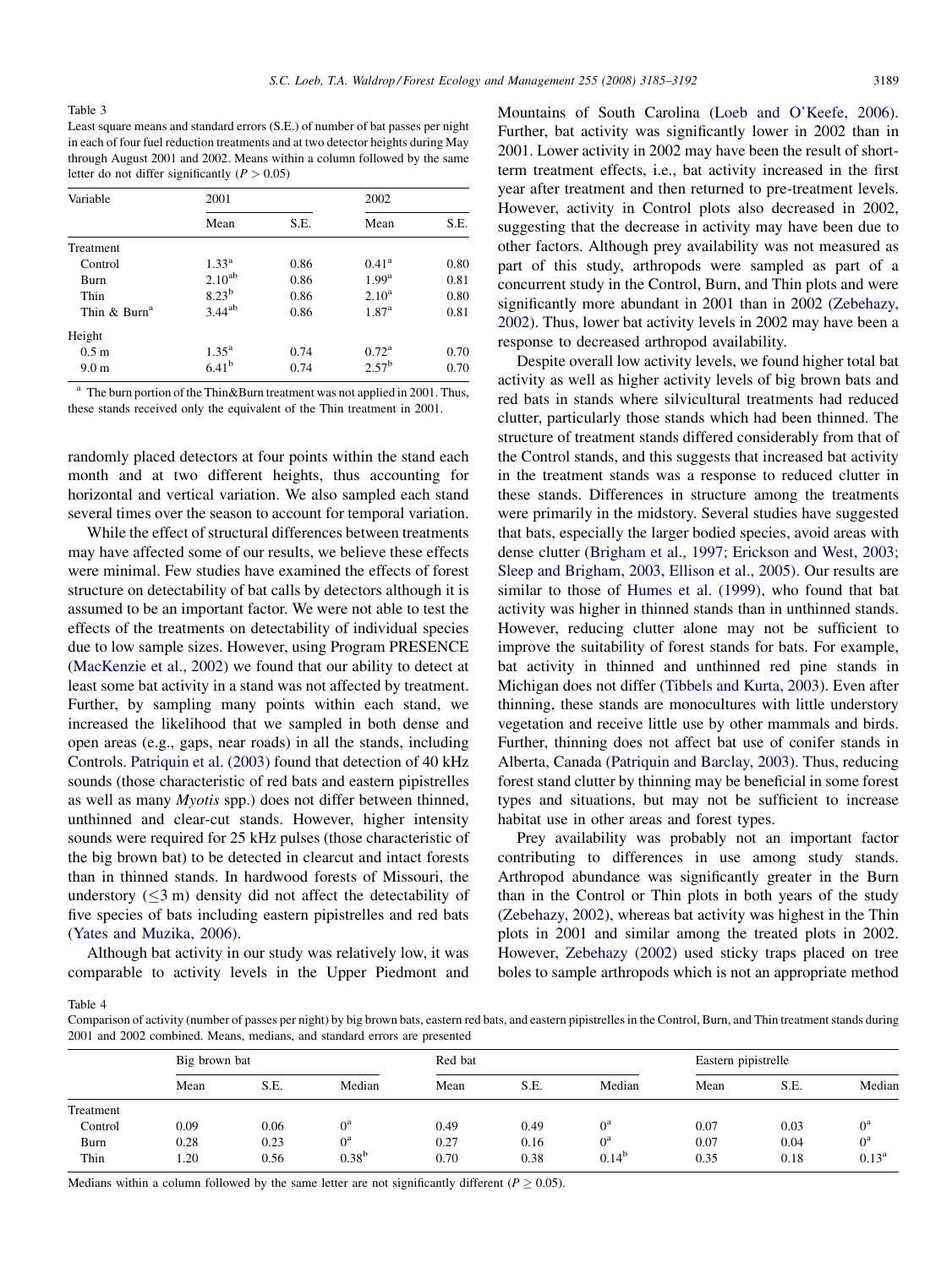Table 3

Least square means and standard errors (S.E.) of number of bat passes per night in each of four fuel reduction treatments and at two detector heights during May through August 2001 and 2002. Means within a column followed by the same letter do not differ significantly ($P > 0.05$)

| Variable | 2001 | | 2002 | |
|---|---|---|---|---|
| | Mean | S.E. | Mean | S.E. |
| Treatment | | | | |
| Control | 1.33[a] | 0.86 | 0.41[a] | 0.80 |
| Burn | 2.10[ab] | 0.86 | 1.99[a] | 0.81 |
| Thin | 8.23[b] | 0.86 | 2.10[a] | 0.80 |
| Thin & Burn[a] | 3.44[ab] | 0.86 | 1.87[a] | 0.81 |
| Height | | | | |
| 0.5 m | 1.35[a] | 0.74 | 0.72[a] | 0.70 |
| 9.0 m | 6.41[b] | 0.74 | 2.57[b] | 0.70 |

[a] The burn portion of the Thin&Burn treatment was not applied in 2001. Thus, these stands received only the equivalent of the Thin treatment in 2001.

randomly placed detectors at four points within the stand each month and at two different heights, thus accounting for horizontal and vertical variation. We also sampled each stand several times over the season to account for temporal variation.

While the effect of structural differences between treatments may have affected some of our results, we believe these effects were minimal. Few studies have examined the effects of forest structure on detectability of bat calls by detectors although it is assumed to be an important factor. We were not able to test the effects of the treatments on detectability of individual species due to low sample sizes. However, using Program PRESENCE (MacKenzie et al., 2002) we found that our ability to detect at least some bat activity in a stand was not affected by treatment. Further, by sampling many points within each stand, we increased the likelihood that we sampled in both dense and open areas (e.g., gaps, near roads) in all the stands, including Controls. Patriquin et al. (2003) found that detection of 40 kHz sounds (those characteristic of red bats and eastern pipistrelles as well as many *Myotis* spp.) does not differ between thinned, unthinned and clear-cut stands. However, higher intensity sounds were required for 25 kHz pulses (those characteristic of the big brown bat) to be detected in clearcut and intact forests than in thinned stands. In hardwood forests of Missouri, the understory ($\leq$3 m) density did not affect the detectability of five species of bats including eastern pipistrelles and red bats (Yates and Muzika, 2006).

Although bat activity in our study was relatively low, it was comparable to activity levels in the Upper Piedmont and Mountains of South Carolina (Loeb and O'Keefe, 2006). Further, bat activity was significantly lower in 2002 than in 2001. Lower activity in 2002 may have been the result of short-term treatment effects, i.e., bat activity increased in the first year after treatment and then returned to pre-treatment levels. However, activity in Control plots also decreased in 2002, suggesting that the decrease in activity may have been due to other factors. Although prey availability was not measured as part of this study, arthropods were sampled as part of a concurrent study in the Control, Burn, and Thin plots and were significantly more abundant in 2001 than in 2002 (Zebehazy, 2002). Thus, lower bat activity levels in 2002 may have been a response to decreased arthropod availability.

Despite overall low activity levels, we found higher total bat activity as well as higher activity levels of big brown bats and red bats in stands where silvicultural treatments had reduced clutter, particularly those stands which had been thinned. The structure of treatment stands differed considerably from that of the Control stands, and this suggests that increased bat activity in the treatment stands was a response to reduced clutter in these stands. Differences in structure among the treatments were primarily in the midstory. Several studies have suggested that bats, especially the larger bodied species, avoid areas with dense clutter (Brigham et al., 1997; Erickson and West, 2003; Sleep and Brigham, 2003, Ellison et al., 2005). Our results are similar to those of Humes et al. (1999), who found that bat activity was higher in thinned stands than in unthinned stands. However, reducing clutter alone may not be sufficient to improve the suitability of forest stands for bats. For example, bat activity in thinned and unthinned red pine stands in Michigan does not differ (Tibbels and Kurta, 2003). Even after thinning, these stands are monocultures with little understory vegetation and receive little use by other mammals and birds. Further, thinning does not affect bat use of conifer stands in Alberta, Canada (Patriquin and Barclay, 2003). Thus, reducing forest stand clutter by thinning may be beneficial in some forest types and situations, but may not be sufficient to increase habitat use in other areas and forest types.

Prey availability was probably not an important factor contributing to differences in use among study stands. Arthropod abundance was significantly greater in the Burn than in the Control or Thin plots in both years of the study (Zebehazy, 2002), whereas bat activity was highest in the Thin plots in 2001 and similar among the treated plots in 2002. However, Zebehazy (2002) used sticky traps placed on tree boles to sample arthropods which is not an appropriate method

Table 4

Comparison of activity (number of passes per night) by big brown bats, eastern red bats, and eastern pipistrelles in the Control, Burn, and Thin treatment stands during 2001 and 2002 combined. Means, medians, and standard errors are presented

| | Big brown bat | | | Red bat | | | Eastern pipistrelle | | |
|---|---|---|---|---|---|---|---|---|---|
| | Mean | S.E. | Median | Mean | S.E. | Median | Mean | S.E. | Median |
| Treatment | | | | | | | | | |
| Control | 0.09 | 0.06 | 0[a] | 0.49 | 0.49 | 0[a] | 0.07 | 0.03 | 0[a] |
| Burn | 0.28 | 0.23 | 0[a] | 0.27 | 0.16 | 0[a] | 0.07 | 0.04 | 0[a] |
| Thin | 1.20 | 0.56 | 0.38[b] | 0.70 | 0.38 | 0.14[b] | 0.35 | 0.18 | 0.13[a] |

Medians within a column followed by the same letter are not significantly different ($P \geq 0.05$).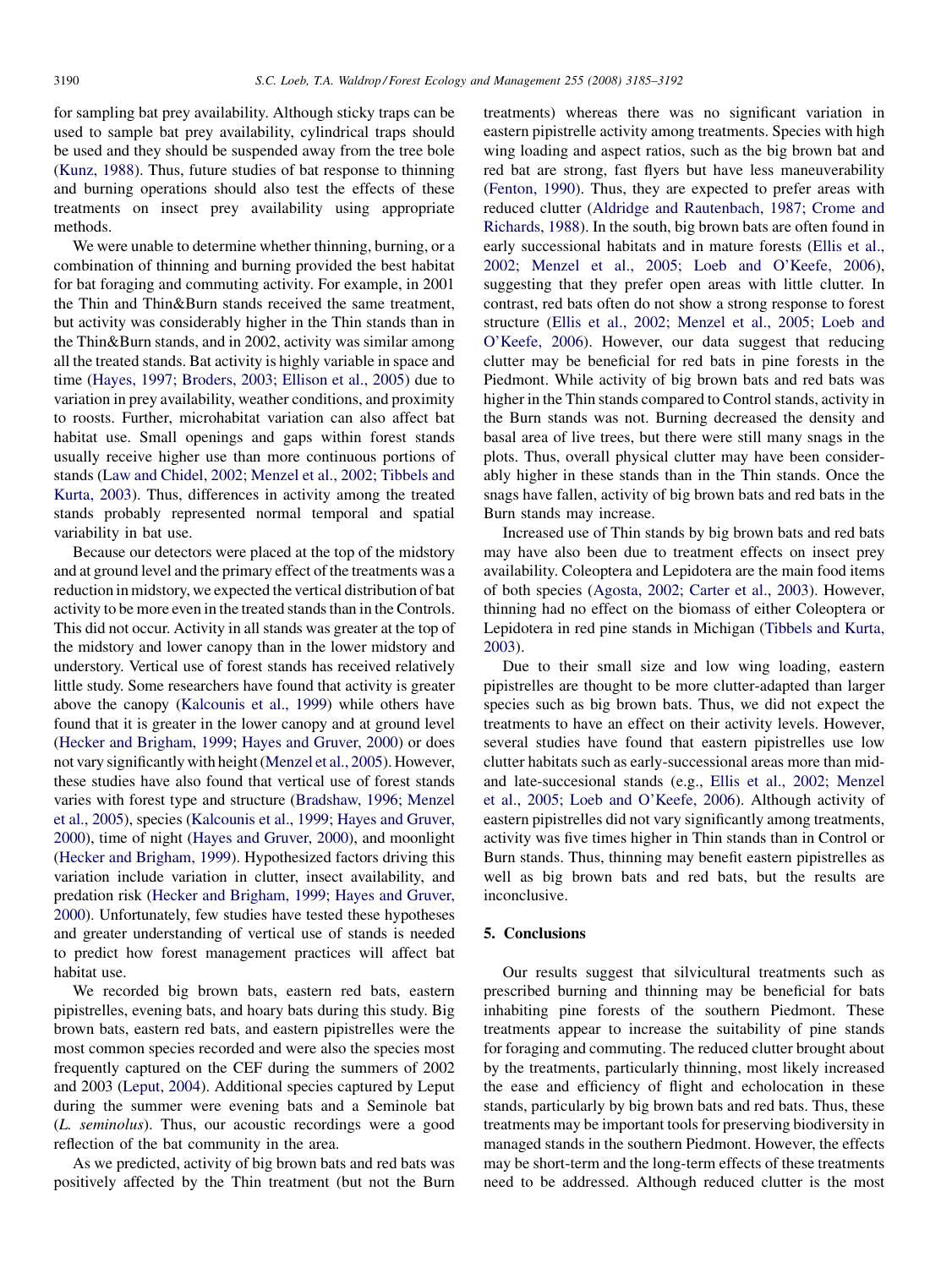for sampling bat prey availability. Although sticky traps can be used to sample bat prey availability, cylindrical traps should be used and they should be suspended away from the tree bole (Kunz, 1988). Thus, future studies of bat response to thinning and burning operations should also test the effects of these treatments on insect prey availability using appropriate methods.

We were unable to determine whether thinning, burning, or a combination of thinning and burning provided the best habitat for bat foraging and commuting activity. For example, in 2001 the Thin and Thin&Burn stands received the same treatment, but activity was considerably higher in the Thin stands than in the Thin&Burn stands, and in 2002, activity was similar among all the treated stands. Bat activity is highly variable in space and time (Hayes, 1997; Broders, 2003; Ellison et al., 2005) due to variation in prey availability, weather conditions, and proximity to roosts. Further, microhabitat variation can also affect bat habitat use. Small openings and gaps within forest stands usually receive higher use than more continuous portions of stands (Law and Chidel, 2002; Menzel et al., 2002; Tibbels and Kurta, 2003). Thus, differences in activity among the treated stands probably represented normal temporal and spatial variability in bat use.

Because our detectors were placed at the top of the midstory and at ground level and the primary effect of the treatments was a reduction in midstory, we expected the vertical distribution of bat activity to be more even in the treated stands than in the Controls. This did not occur. Activity in all stands was greater at the top of the midstory and lower canopy than in the lower midstory and understory. Vertical use of forest stands has received relatively little study. Some researchers have found that activity is greater above the canopy (Kalcounis et al., 1999) while others have found that it is greater in the lower canopy and at ground level (Hecker and Brigham, 1999; Hayes and Gruver, 2000) or does not vary significantly with height (Menzel et al., 2005). However, these studies have also found that vertical use of forest stands varies with forest type and structure (Bradshaw, 1996; Menzel et al., 2005), species (Kalcounis et al., 1999; Hayes and Gruver, 2000), time of night (Hayes and Gruver, 2000), and moonlight (Hecker and Brigham, 1999). Hypothesized factors driving this variation include variation in clutter, insect availability, and predation risk (Hecker and Brigham, 1999; Hayes and Gruver, 2000). Unfortunately, few studies have tested these hypotheses and greater understanding of vertical use of stands is needed to predict how forest management practices will affect bat habitat use.

We recorded big brown bats, eastern red bats, eastern pipistrelles, evening bats, and hoary bats during this study. Big brown bats, eastern red bats, and eastern pipistrelles were the most common species recorded and were also the species most frequently captured on the CEF during the summers of 2002 and 2003 (Leput, 2004). Additional species captured by Leput during the summer were evening bats and a Seminole bat (*L. seminolus*). Thus, our acoustic recordings were a good reflection of the bat community in the area.

As we predicted, activity of big brown bats and red bats was positively affected by the Thin treatment (but not the Burn treatments) whereas there was no significant variation in eastern pipistrelle activity among treatments. Species with high wing loading and aspect ratios, such as the big brown bat and red bat are strong, fast flyers but have less maneuverability (Fenton, 1990). Thus, they are expected to prefer areas with reduced clutter (Aldridge and Rautenbach, 1987; Crome and Richards, 1988). In the south, big brown bats are often found in early successional habitats and in mature forests (Ellis et al., 2002; Menzel et al., 2005; Loeb and O'Keefe, 2006), suggesting that they prefer open areas with little clutter. In contrast, red bats often do not show a strong response to forest structure (Ellis et al., 2002; Menzel et al., 2005; Loeb and O'Keefe, 2006). However, our data suggest that reducing clutter may be beneficial for red bats in pine forests in the Piedmont. While activity of big brown bats and red bats was higher in the Thin stands compared to Control stands, activity in the Burn stands was not. Burning decreased the density and basal area of live trees, but there were still many snags in the plots. Thus, overall physical clutter may have been considerably higher in these stands than in the Thin stands. Once the snags have fallen, activity of big brown bats and red bats in the Burn stands may increase.

Increased use of Thin stands by big brown bats and red bats may have also been due to treatment effects on insect prey availability. Coleoptera and Lepidotera are the main food items of both species (Agosta, 2002; Carter et al., 2003). However, thinning had no effect on the biomass of either Coleoptera or Lepidotera in red pine stands in Michigan (Tibbels and Kurta, 2003).

Due to their small size and low wing loading, eastern pipistrelles are thought to be more clutter-adapted than larger species such as big brown bats. Thus, we did not expect the treatments to have an effect on their activity levels. However, several studies have found that eastern pipistrelles use low clutter habitats such as early-successional areas more than mid- and late-succesional stands (e.g., Ellis et al., 2002; Menzel et al., 2005; Loeb and O'Keefe, 2006). Although activity of eastern pipistrelles did not vary significantly among treatments, activity was five times higher in Thin stands than in Control or Burn stands. Thus, thinning may benefit eastern pipistrelles as well as big brown bats and red bats, but the results are inconclusive.

## 5. Conclusions

Our results suggest that silvicultural treatments such as prescribed burning and thinning may be beneficial for bats inhabiting pine forests of the southern Piedmont. These treatments appear to increase the suitability of pine stands for foraging and commuting. The reduced clutter brought about by the treatments, particularly thinning, most likely increased the ease and efficiency of flight and echolocation in these stands, particularly by big brown bats and red bats. Thus, these treatments may be important tools for preserving biodiversity in managed stands in the southern Piedmont. However, the effects may be short-term and the long-term effects of these treatments need to be addressed. Although reduced clutter is the most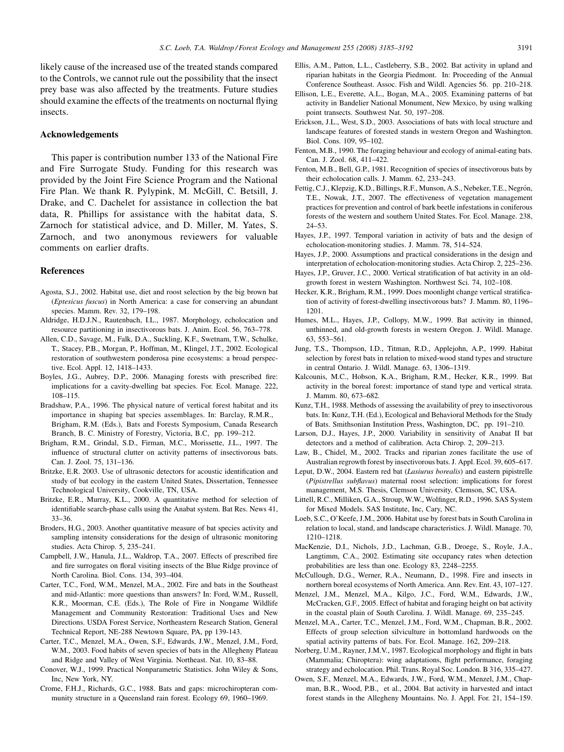likely cause of the increased use of the treated stands compared to the Controls, we cannot rule out the possibility that the insect prey base was also affected by the treatments. Future studies should examine the effects of the treatments on nocturnal flying insects.

## Acknowledgements

This paper is contribution number 133 of the National Fire and Fire Surrogate Study. Funding for this research was provided by the Joint Fire Science Program and the National Fire Plan. We thank R. Pylypink, M. McGill, C. Betsill, J. Drake, and C. Dachelet for assistance in collection the bat data, R. Phillips for assistance with the habitat data, S. Zarnoch for statistical advice, and D. Miller, M. Yates, S. Zarnoch, and two anonymous reviewers for valuable comments on earlier drafts.

## References

Agosta, S.J., 2002. Habitat use, diet and roost selection by the big brown bat (*Eptesicus fuscus*) in North America: a case for conserving an abundant species. Mamm. Rev. 32, 179–198.

Aldridge, H.D.J.N., Rautenbach, I.L., 1987. Morphology, echolocation and resource partitioning in insectivorous bats. J. Anim. Ecol. 56, 763–778.

Allen, C.D., Savage, M., Falk, D.A., Suckling, K.F., Swetnam, T.W., Schulke, T., Stacey, P.B., Morgan, P., Hoffman, M., Klingel, J.T., 2002. Ecological restoration of southwestern ponderosa pine ecosystems: a broad perspective. Ecol. Appl. 12, 1418–1433.

Boyles, J.G., Aubrey, D.P., 2006. Managing forests with prescribed fire: implications for a cavity-dwelling bat species. For. Ecol. Manage. 222, 108–115.

Bradshaw, P.A., 1996. The physical nature of vertical forest habitat and its importance in shaping bat species assemblages. In: Barclay, R.M.R., Brigham, R.M. (Eds.), Bats and Forests Symposium, Canada Research Branch, B. C. Ministry of Forestry, Victoria, B.C, pp. 199–212.

Brigham, R.M., Grindal, S.D., Firman, M.C., Morissette, J.L., 1997. The influence of structural clutter on activity patterns of insectivorous bats. Can. J. Zool. 75, 131–136.

Britzke, E.R. 2003. Use of ultrasonic detectors for acoustic identification and study of bat ecology in the eastern United States, Dissertation, Tennessee Technological University, Cookville, TN, USA.

Britzke, E.R., Murray, K.L., 2000. A quantitative method for selection of identifiable search-phase calls using the Anabat system. Bat Res. News 41, 33–36.

Broders, H.G., 2003. Another quantitative measure of bat species activity and sampling intensity considerations for the design of ultrasonic monitoring studies. Acta Chirop. 5, 235–241.

Campbell, J.W., Hanula, J.L., Waldrop, T.A., 2007. Effects of prescribed fire and fire surrogates on floral visiting insects of the Blue Ridge province of North Carolina. Biol. Cons. 134, 393–404.

Carter, T.C., Ford, W.M., Menzel, M.A., 2002. Fire and bats in the Southeast and mid-Atlantic: more questions than answers? In: Ford, W.M., Russell, K.R., Moorman, C.E. (Eds.), The Role of Fire in Nongame Wildlife Management and Community Restoration: Traditional Uses and New Directions. USDA Forest Service, Northeastern Research Station, General Technical Report, NE-288 Newtown Square, PA, pp 139-143.

Carter, T.C., Menzel, M.A., Owen, S.F., Edwards, J.W., Menzel, J.M., Ford, W.M., 2003. Food habits of seven species of bats in the Allegheny Plateau and Ridge and Valley of West Virginia. Northeast. Nat. 10, 83–88.

Conover, W.J., 1999. Practical Nonparametric Statistics. John Wiley & Sons, Inc, New York, NY.

Crome, F.H.J., Richards, G.C., 1988. Bats and gaps: microchiropteran community structure in a Queensland rain forest. Ecology 69, 1960–1969.

Ellis, A.M., Patton, L.L., Castleberry, S.B., 2002. Bat activity in upland and riparian habitats in the Georgia Piedmont. In: Proceeding of the Annual Conference Southeast. Assoc. Fish and Wildl. Agencies 56. pp. 210–218.

Ellison, L.E., Everette, A.L., Bogan, M.A., 2005. Examining patterns of bat activity in Bandelier National Monument, New Mexico, by using walking point transects. Southwest Nat. 50, 197–208.

Erickson, J.L., West, S.D., 2003. Associations of bats with local structure and landscape features of forested stands in western Oregon and Washington. Biol. Cons. 109, 95–102.

Fenton, M.B., 1990. The foraging behaviour and ecology of animal-eating bats. Can. J. Zool. 68, 411–422.

Fenton, M.B., Bell, G.P., 1981. Recognition of species of insectivorous bats by their echolocation calls. J. Mamm. 62, 233–243.

Fettig, C.J., Klepzig, K.D., Billings, R.F., Munson, A.S., Nebeker, T.E., Negrón, T.E., Nowak, J.T., 2007. The effectiveness of vegetation management practices for prevention and control of bark beetle infestations in coniferous forests of the western and southern United States. For. Ecol. Manage. 238, 24–53.

Hayes, J.P., 1997. Temporal variation in activity of bats and the design of echolocation-monitoring studies. J. Mamm. 78, 514–524.

Hayes, J.P., 2000. Assumptions and practical considerations in the design and interpretation of echolocation-monitoring studies. Acta Chirop. 2, 225–236.

Hayes, J.P., Gruver, J.C., 2000. Vertical stratification of bat activity in an old-growth forest in western Washington. Northwest Sci. 74, 102–108.

Hecker, K.R., Brigham, R.M., 1999. Does moonlight change vertical stratification of activity of forest-dwelling insectivorous bats? J. Mamm. 80, 1196–1201.

Humes, M.L., Hayes, J.P., Collopy, M.W., 1999. Bat activity in thinned, unthinned, and old-growth forests in western Oregon. J. Wildl. Manage. 63, 553–561.

Jung, T.S., Thompson, I.D., Titman, R.D., Applejohn, A.P., 1999. Habitat selection by forest bats in relation to mixed-wood stand types and structure in central Ontario. J. Wildl. Manage. 63, 1306–1319.

Kalcounis, M.C., Hobson, K.A., Brigham, R.M., Hecker, K.R., 1999. Bat activity in the boreal forest: importance of stand type and vertical strata. J. Mamm. 80, 673–682.

Kunz, T.H., 1988. Methods of assessing the availability of prey to insectivorous bats. In: Kunz, T.H. (Ed.), Ecological and Behavioral Methods for the Study of Bats. Smithsonian Institution Press, Washington, DC, pp. 191–210.

Larson, D.J., Hayes, J.P., 2000. Variability in sensitivity of Anabat II bat detectors and a method of calibration. Acta Chirop. 2, 209–213.

Law, B., Chidel, M., 2002. Tracks and riparian zones facilitate the use of Australian regrowth forest by insectivorous bats. J. Appl. Ecol. 39, 605–617.

Leput, D.W., 2004. Eastern red bat (*Lasiurus borealis*) and eastern pipistrelle (*Pipistrellus subflavus*) maternal roost selection: implications for forest management, M.S. Thesis, Clemson University, Clemson, SC, USA.

Littell, R.C., Milliken, G.A., Stroup, W.W., Wolfinger, R.D., 1996. SAS System for Mixed Models. SAS Institute, Inc, Cary, NC.

Loeb, S.C., O'Keefe, J.M., 2006. Habitat use by forest bats in South Carolina in relation to local, stand, and landscape characteristics. J. Wildl. Manage. 70, 1210–1218.

MacKenzie, D.I., Nichols, J.D., Lachman, G.B., Droege, S., Royle, J.A., Langtimm, C.A., 2002. Estimating site occupancy rates when detection probabilities are less than one. Ecology 83, 2248–2255.

McCullough, D.G., Werner, R.A., Neumann, D., 1998. Fire and insects in northern boreal ecosystems of North America. Ann. Rev. Ent. 43, 107–127.

Menzel, J.M., Menzel, M.A., Kilgo, J.C., Ford, W.M., Edwards, J.W., McCracken, G.F., 2005. Effect of habitat and foraging height on bat activity in the coastal plain of South Carolina. J. Wildl. Manage. 69, 235–245.

Menzel, M.A., Carter, T.C., Menzel, J.M., Ford, W.M., Chapman, B.R., 2002. Effects of group selection silviculture in bottomland hardwoods on the spatial activity patterns of bats. For. Ecol. Manage. 162, 209–218.

Norberg, U.M., Rayner, J.M.V., 1987. Ecological morphology and flight in bats (Mammalia; Chiroptera): wing adaptations, flight performance, foraging strategy and echolocation. Phil. Trans. Royal Soc. London. B 316, 335–427.

Owen, S.F., Menzel, M.A., Edwards, J.W., Ford, W.M., Menzel, J.M., Chapman, B.R., Wood, P.B., et al., 2004. Bat activity in harvested and intact forest stands in the Allegheny Mountains. No. J. Appl. For. 21, 154–159.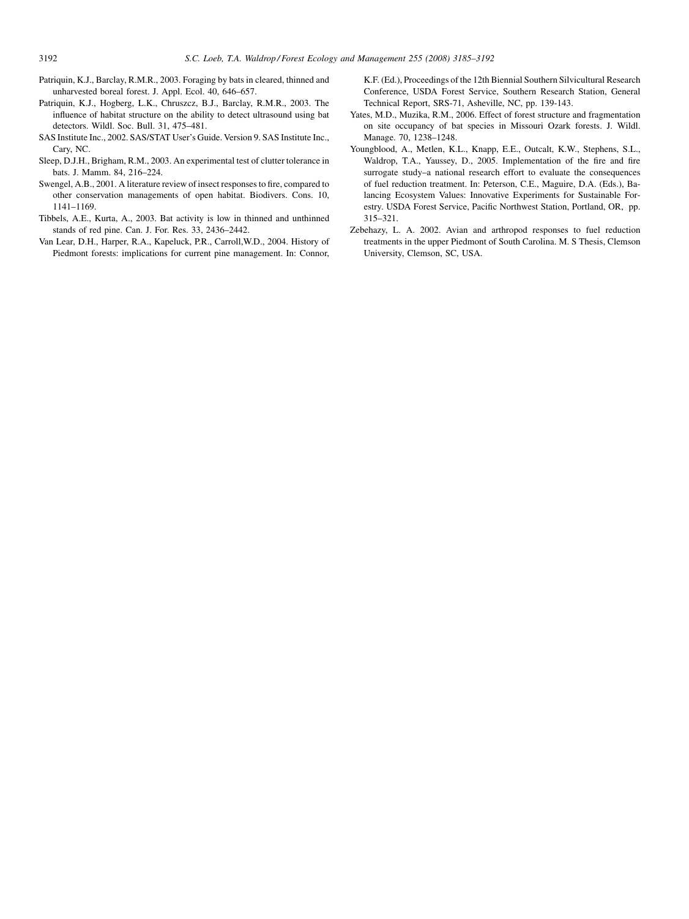Patriquin, K.J., Barclay, R.M.R., 2003. Foraging by bats in cleared, thinned and unharvested boreal forest. J. Appl. Ecol. 40, 646–657.

Patriquin, K.J., Hogberg, L.K., Chruszcz, B.J., Barclay, R.M.R., 2003. The influence of habitat structure on the ability to detect ultrasound using bat detectors. Wildl. Soc. Bull. 31, 475–481.

SAS Institute Inc., 2002. SAS/STAT User's Guide. Version 9. SAS Institute Inc., Cary, NC.

Sleep, D.J.H., Brigham, R.M., 2003. An experimental test of clutter tolerance in bats. J. Mamm. 84, 216–224.

Swengel, A.B., 2001. A literature review of insect responses to fire, compared to other conservation managements of open habitat. Biodivers. Cons. 10, 1141–1169.

Tibbels, A.E., Kurta, A., 2003. Bat activity is low in thinned and unthinned stands of red pine. Can. J. For. Res. 33, 2436–2442.

Van Lear, D.H., Harper, R.A., Kapeluck, P.R., Carroll,W.D., 2004. History of Piedmont forests: implications for current pine management. In: Connor, K.F. (Ed.), Proceedings of the 12th Biennial Southern Silvicultural Research Conference, USDA Forest Service, Southern Research Station, General Technical Report, SRS-71, Asheville, NC, pp. 139-143.

Yates, M.D., Muzika, R.M., 2006. Effect of forest structure and fragmentation on site occupancy of bat species in Missouri Ozark forests. J. Wildl. Manage. 70, 1238–1248.

Youngblood, A., Metlen, K.L., Knapp, E.E., Outcalt, K.W., Stephens, S.L., Waldrop, T.A., Yaussey, D., 2005. Implementation of the fire and fire surrogate study–a national research effort to evaluate the consequences of fuel reduction treatment. In: Peterson, C.E., Maguire, D.A. (Eds.), Balancing Ecosystem Values: Innovative Experiments for Sustainable Forestry. USDA Forest Service, Pacific Northwest Station, Portland, OR, pp. 315–321.

Zebehazy, L. A. 2002. Avian and arthropod responses to fuel reduction treatments in the upper Piedmont of South Carolina. M. S Thesis, Clemson University, Clemson, SC, USA.